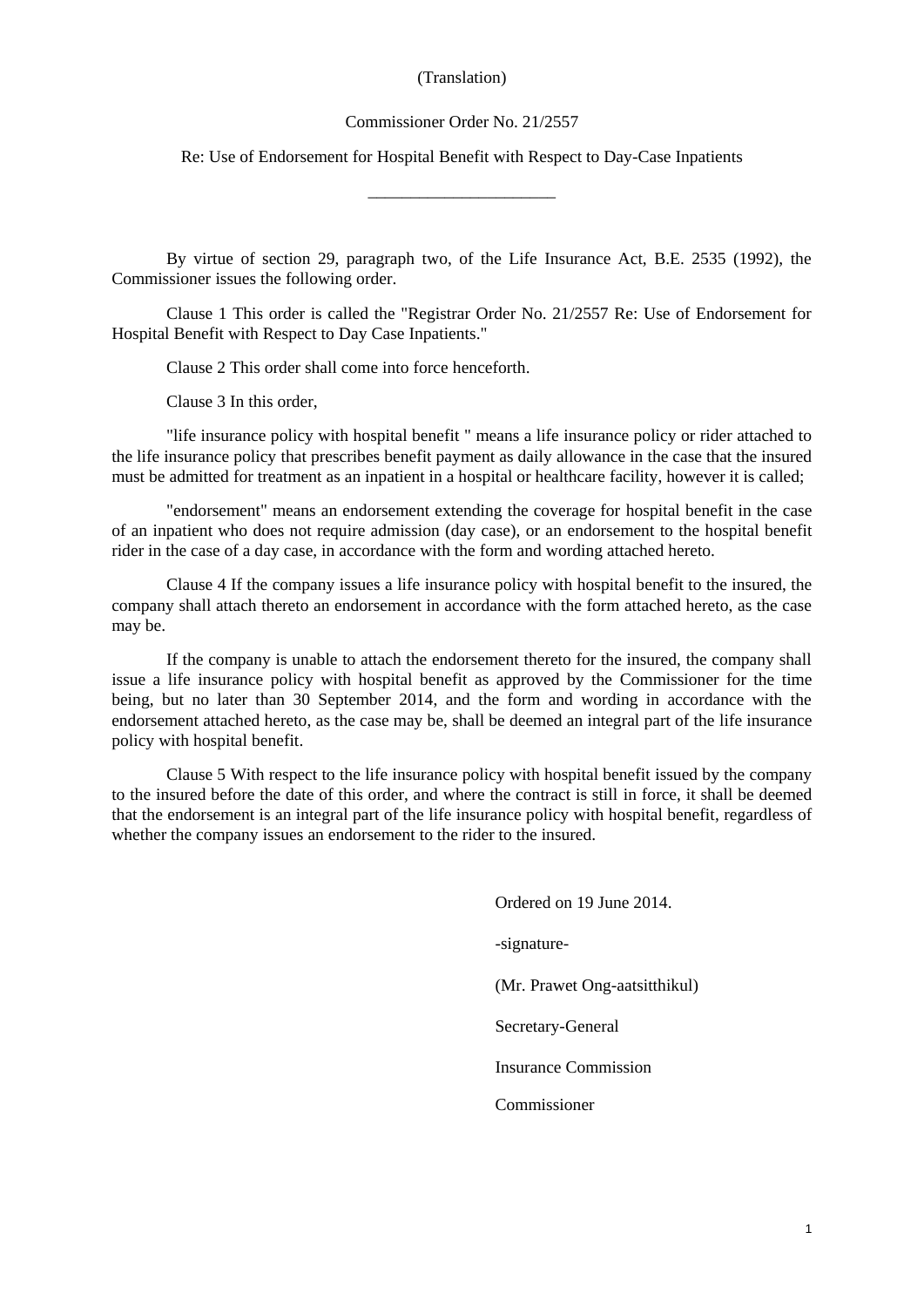(Translation)

Commissioner Order No. 21/2557

Re: Use of Endorsement for Hospital Benefit with Respect to Day-Case Inpatients

\_\_\_\_\_\_\_\_\_\_\_\_\_\_\_\_\_\_\_\_\_\_

By virtue of section 29, paragraph two, of the Life Insurance Act, B.E. 2535 (1992), the Commissioner issues the following order.

Clause 1 This order is called the "Registrar Order No. 21/2557 Re: Use of Endorsement for Hospital Benefit with Respect to Day Case Inpatients."

Clause 2 This order shall come into force henceforth.

Clause 3 In this order,

"life insurance policy with hospital benefit " means a life insurance policy or rider attached to the life insurance policy that prescribes benefit payment as daily allowance in the case that the insured must be admitted for treatment as an inpatient in a hospital or healthcare facility, however it is called;

"endorsement" means an endorsement extending the coverage for hospital benefit in the case of an inpatient who does not require admission (day case), or an endorsement to the hospital benefit rider in the case of a day case, in accordance with the form and wording attached hereto.

Clause 4 If the company issues a life insurance policy with hospital benefit to the insured, the company shall attach thereto an endorsement in accordance with the form attached hereto, as the case may be.

If the company is unable to attach the endorsement thereto for the insured, the company shall issue a life insurance policy with hospital benefit as approved by the Commissioner for the time being, but no later than 30 September 2014, and the form and wording in accordance with the endorsement attached hereto, as the case may be, shall be deemed an integral part of the life insurance policy with hospital benefit.

Clause 5 With respect to the life insurance policy with hospital benefit issued by the company to the insured before the date of this order, and where the contract is still in force, it shall be deemed that the endorsement is an integral part of the life insurance policy with hospital benefit, regardless of whether the company issues an endorsement to the rider to the insured.

Ordered on 19 June 2014.

-signature-

(Mr. Prawet Ong-aatsitthikul)

Secretary-General

Insurance Commission

Commissioner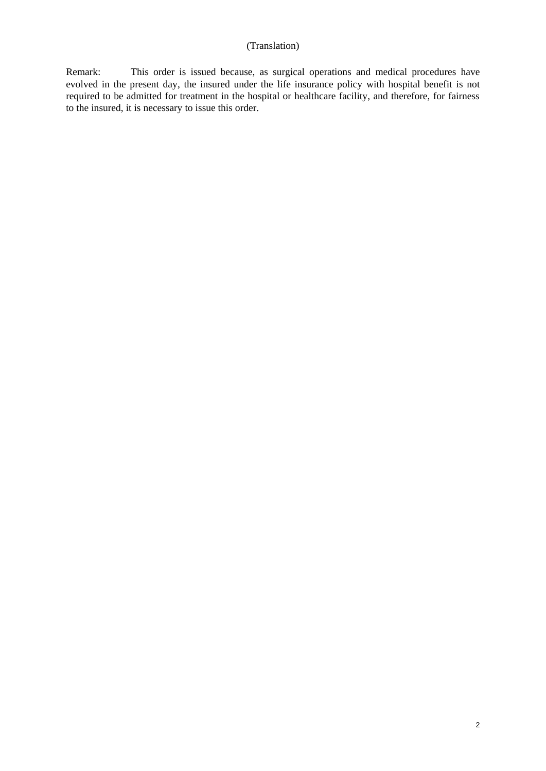(Translation)

Remark: This order is issued because, as surgical operations and medical procedures have evolved in the present day, the insured under the life insurance policy with hospital benefit is not required to be admitted for treatment in the hospital or healthcare facility, and therefore, for fairness to the insured, it is necessary to issue this order.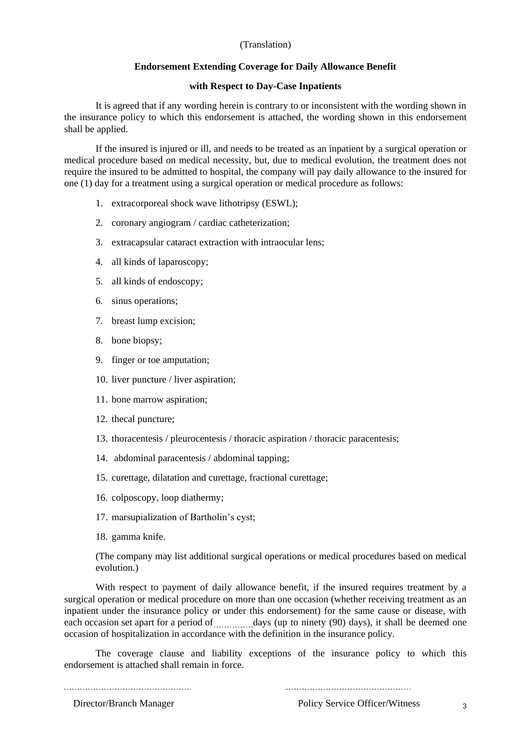(Translation)

## Endorsement Extending Coverage for Daily Allowance Benefit

## with Respect to Day-Case Inpatients

It is agreed that if any wording herein is contrary to or inconsistent with the wording shown in the insurance policy to which this endorsement is attached, the wording shown in this endorsement shall be applied.

If the insured is injured or ill, and needs to be treated as an inpatient by a surgical operation or medical procedure based on medical necessity, but, due to medical evolution, the treatment does not require the insured to be admitted to hospital, the company will pay daily allowance to the insured for one (1) day for a treatment using a surgical operation or medical procedure as follows:

1. extracorporeal shock wave lithotripsy (ESWL);
2. coronary angiogram / cardiac catheterization;
3. extracapsular cataract extraction with intraocular lens;
4. all kinds of laparoscopy;
5. all kinds of endoscopy;
6. sinus operations;
7. breast lump excision;
8. bone biopsy;
9. finger or toe amputation;
10. liver puncture / liver aspiration;
11. bone marrow aspiration;
12. thecal puncture;
13. thoracentesis / pleurocentesis / thoracic aspiration / thoracic paracentesis;
14. abdominal paracentesis / abdominal tapping;
15. curettage, dilatation and curettage, fractional curettage;
16. colposcopy, loop diathermy;
17. marsupialization of Bartholin's cyst;
18. gamma knife.

(The company may list additional surgical operations or medical procedures based on medical evolution.)

With respect to payment of daily allowance benefit, if the insured requires treatment by a surgical operation or medical procedure on more than one occasion (whether receiving treatment as an inpatient under the insurance policy or under this endorsement) for the same cause or disease, with each occasion set apart for a period of .............. days (up to ninety (90) days), it shall be deemed one occasion of hospitalization in accordance with the definition in the insurance policy.

The coverage clause and liability exceptions of the insurance policy to which this endorsement is attached shall remain in force.

| ................................................ | ................................................ |
|---|---|
| Director/Branch Manager | Policy Service Officer/Witness |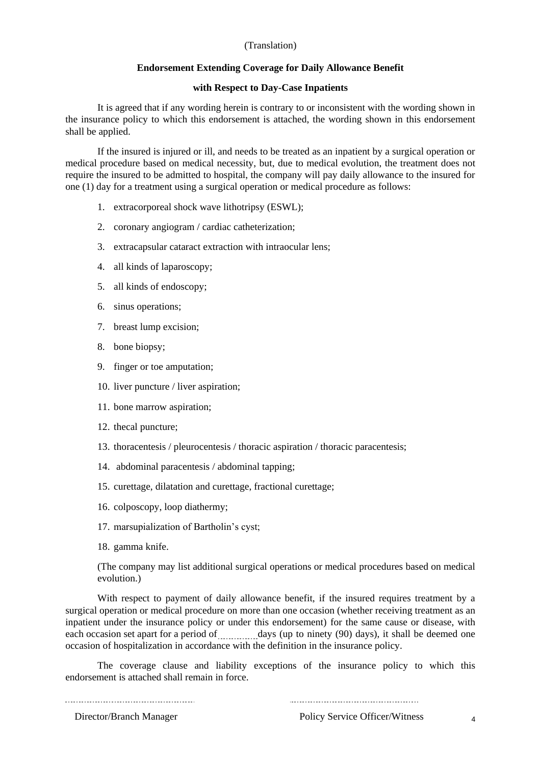(Translation)

**Endorsement Extending Coverage for Daily Allowance Benefit**

**with Respect to Day-Case Inpatients**

It is agreed that if any wording herein is contrary to or inconsistent with the wording shown in the insurance policy to which this endorsement is attached, the wording shown in this endorsement shall be applied.

If the insured is injured or ill, and needs to be treated as an inpatient by a surgical operation or medical procedure based on medical necessity, but, due to medical evolution, the treatment does not require the insured to be admitted to hospital, the company will pay daily allowance to the insured for one (1) day for a treatment using a surgical operation or medical procedure as follows:

1. extracorporeal shock wave lithotripsy (ESWL);
2. coronary angiogram / cardiac catheterization;
3. extracapsular cataract extraction with intraocular lens;
4. all kinds of laparoscopy;
5. all kinds of endoscopy;
6. sinus operations;
7. breast lump excision;
8. bone biopsy;
9. finger or toe amputation;
10. liver puncture / liver aspiration;
11. bone marrow aspiration;
12. thecal puncture;
13. thoracentesis / pleurocentesis / thoracic aspiration / thoracic paracentesis;
14. abdominal paracentesis / abdominal tapping;
15. curettage, dilatation and curettage, fractional curettage;
16. colposcopy, loop diathermy;
17. marsupialization of Bartholin's cyst;
18. gamma knife.

(The company may list additional surgical operations or medical procedures based on medical evolution.)

With respect to payment of daily allowance benefit, if the insured requires treatment by a surgical operation or medical procedure on more than one occasion (whether receiving treatment as an inpatient under the insurance policy or under this endorsement) for the same cause or disease, with each occasion set apart for a period of .............. days (up to ninety (90) days), it shall be deemed one occasion of hospitalization in accordance with the definition in the insurance policy.

The coverage clause and liability exceptions of the insurance policy to which this endorsement is attached shall remain in force.

..................................................... ..................................................... 

Director/Branch Manager Policy Service Officer/Witness